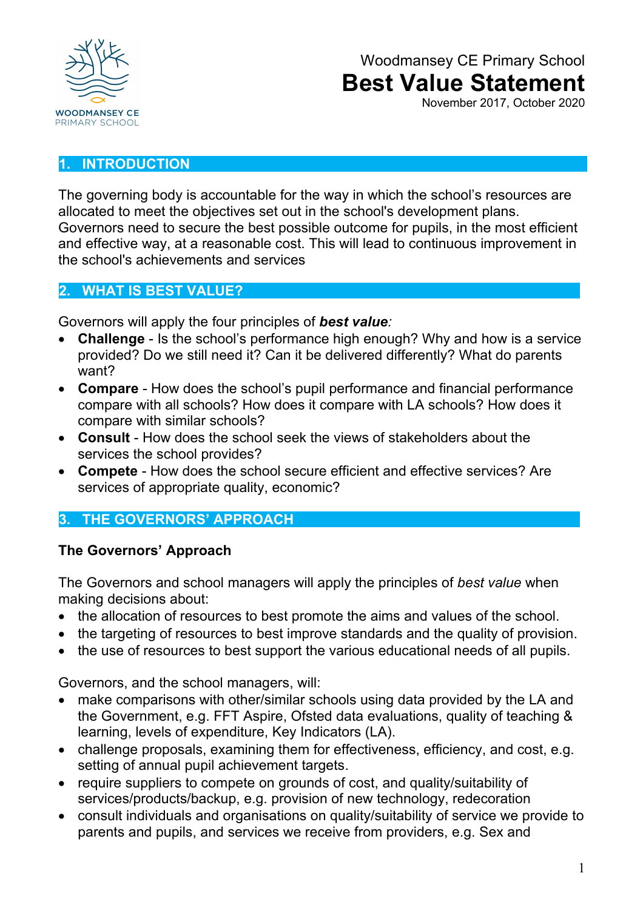Woodmansey CE Primary School

# Best Value Statement

November 2017, October 2020

## 1. INTRODUCTION

The governing body is accountable for the way in which the school's resources are allocated to meet the objectives set out in the school's development plans. Governors need to secure the best possible outcome for pupils, in the most efficient and effective way, at a reasonable cost. This will lead to continuous improvement in the school's achievements and services

## 2. WHAT IS BEST VALUE?

Governors will apply the four principles of ***best value****:*

- **Challenge** - Is the school's performance high enough? Why and how is a service provided? Do we still need it? Can it be delivered differently? What do parents want?
- **Compare** - How does the school's pupil performance and financial performance compare with all schools? How does it compare with LA schools? How does it compare with similar schools?
- **Consult** - How does the school seek the views of stakeholders about the services the school provides?
- **Compete** - How does the school secure efficient and effective services? Are services of appropriate quality, economic?

## 3. THE GOVERNORS' APPROACH

### The Governors' Approach

The Governors and school managers will apply the principles of *best value* when making decisions about:

- the allocation of resources to best promote the aims and values of the school.
- the targeting of resources to best improve standards and the quality of provision.
- the use of resources to best support the various educational needs of all pupils.

Governors, and the school managers, will:

- make comparisons with other/similar schools using data provided by the LA and the Government, e.g. FFT Aspire, Ofsted data evaluations, quality of teaching & learning, levels of expenditure, Key Indicators (LA).
- challenge proposals, examining them for effectiveness, efficiency, and cost, e.g. setting of annual pupil achievement targets.
- require suppliers to compete on grounds of cost, and quality/suitability of services/products/backup, e.g. provision of new technology, redecoration
- consult individuals and organisations on quality/suitability of service we provide to parents and pupils, and services we receive from providers, e.g. Sex and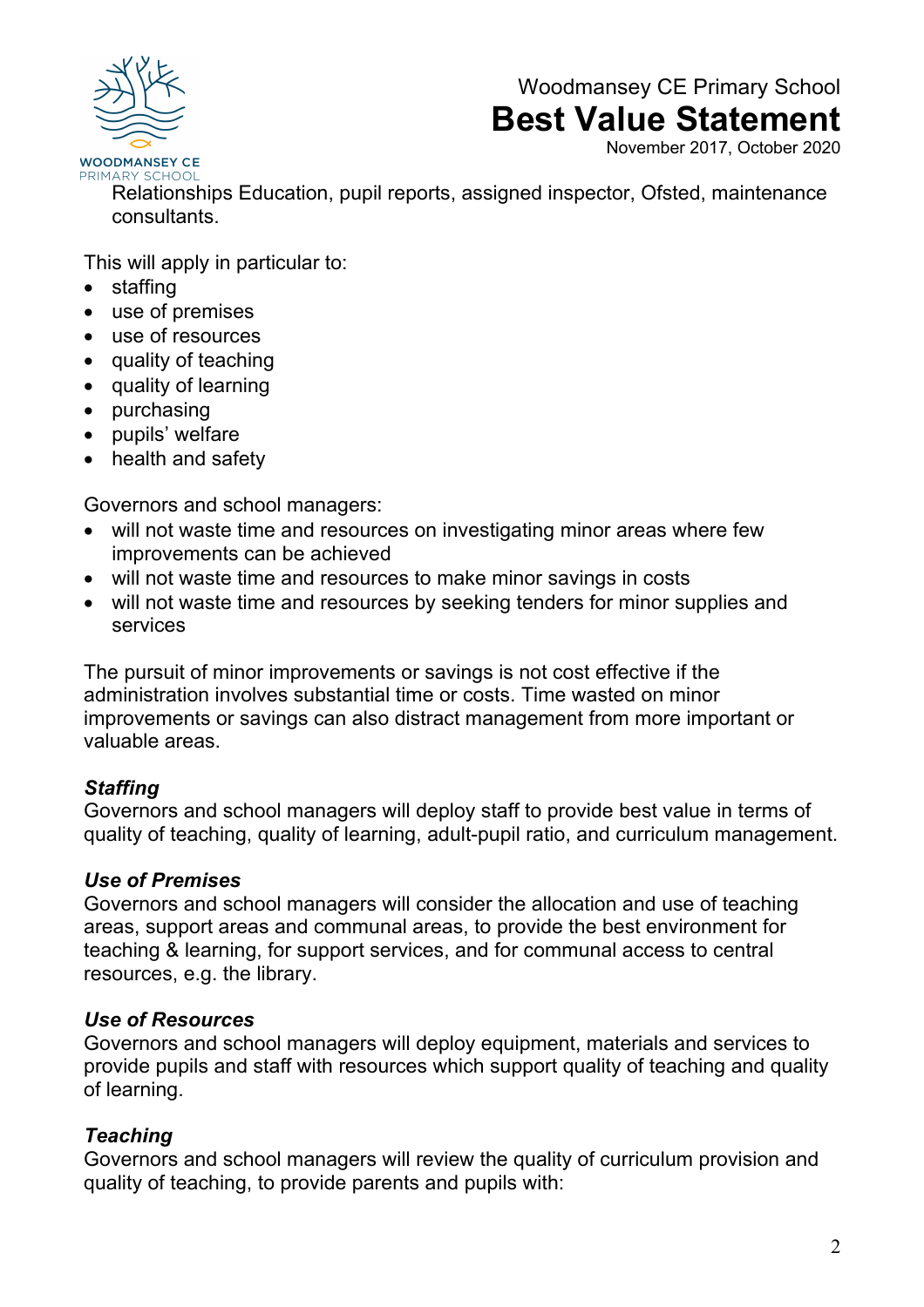Relationships Education, pupil reports, assigned inspector, Ofsted, maintenance consultants.

This will apply in particular to:

- staffing
- use of premises
- use of resources
- quality of teaching
- quality of learning
- purchasing
- pupils' welfare
- health and safety

Governors and school managers:

- will not waste time and resources on investigating minor areas where few improvements can be achieved
- will not waste time and resources to make minor savings in costs
- will not waste time and resources by seeking tenders for minor supplies and services

The pursuit of minor improvements or savings is not cost effective if the administration involves substantial time or costs. Time wasted on minor improvements or savings can also distract management from more important or valuable areas.

***Staffing***

Governors and school managers will deploy staff to provide best value in terms of quality of teaching, quality of learning, adult-pupil ratio, and curriculum management.

***Use of Premises***

Governors and school managers will consider the allocation and use of teaching areas, support areas and communal areas, to provide the best environment for teaching & learning, for support services, and for communal access to central resources, e.g. the library.

***Use of Resources***

Governors and school managers will deploy equipment, materials and services to provide pupils and staff with resources which support quality of teaching and quality of learning.

***Teaching***

Governors and school managers will review the quality of curriculum provision and quality of teaching, to provide parents and pupils with: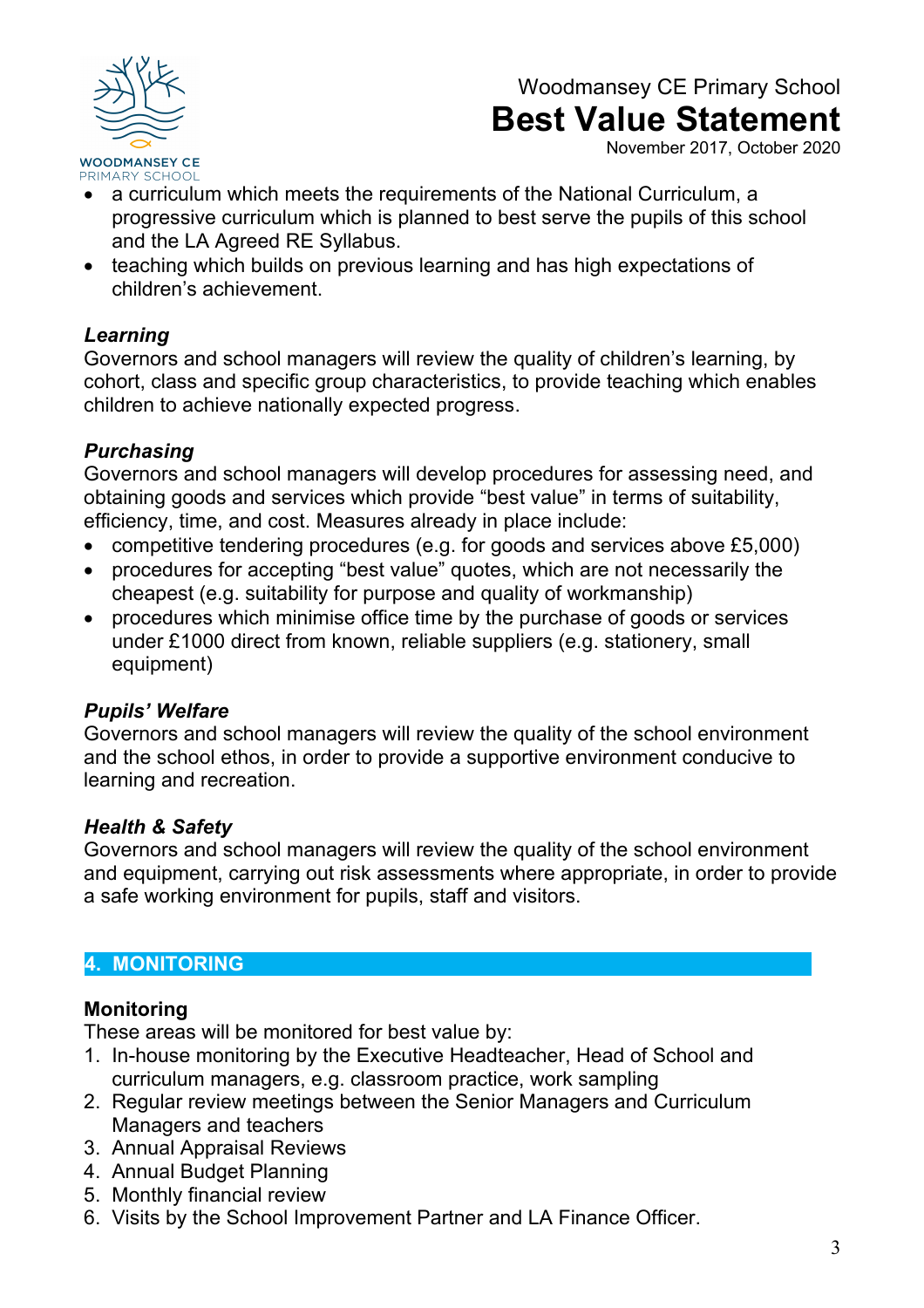- a curriculum which meets the requirements of the National Curriculum, a progressive curriculum which is planned to best serve the pupils of this school and the LA Agreed RE Syllabus.
- teaching which builds on previous learning and has high expectations of children's achievement.

***Learning***
Governors and school managers will review the quality of children's learning, by cohort, class and specific group characteristics, to provide teaching which enables children to achieve nationally expected progress.

***Purchasing***
Governors and school managers will develop procedures for assessing need, and obtaining goods and services which provide "best value" in terms of suitability, efficiency, time, and cost. Measures already in place include:

- competitive tendering procedures (e.g. for goods and services above £5,000)
- procedures for accepting "best value" quotes, which are not necessarily the cheapest (e.g. suitability for purpose and quality of workmanship)
- procedures which minimise office time by the purchase of goods or services under £1000 direct from known, reliable suppliers (e.g. stationery, small equipment)

***Pupils' Welfare***
Governors and school managers will review the quality of the school environment and the school ethos, in order to provide a supportive environment conducive to learning and recreation.

***Health & Safety***
Governors and school managers will review the quality of the school environment and equipment, carrying out risk assessments where appropriate, in order to provide a safe working environment for pupils, staff and visitors.

## 4. MONITORING

**Monitoring**
These areas will be monitored for best value by:

1. In-house monitoring by the Executive Headteacher, Head of School and curriculum managers, e.g. classroom practice, work sampling
2. Regular review meetings between the Senior Managers and Curriculum Managers and teachers
3. Annual Appraisal Reviews
4. Annual Budget Planning
5. Monthly financial review
6. Visits by the School Improvement Partner and LA Finance Officer.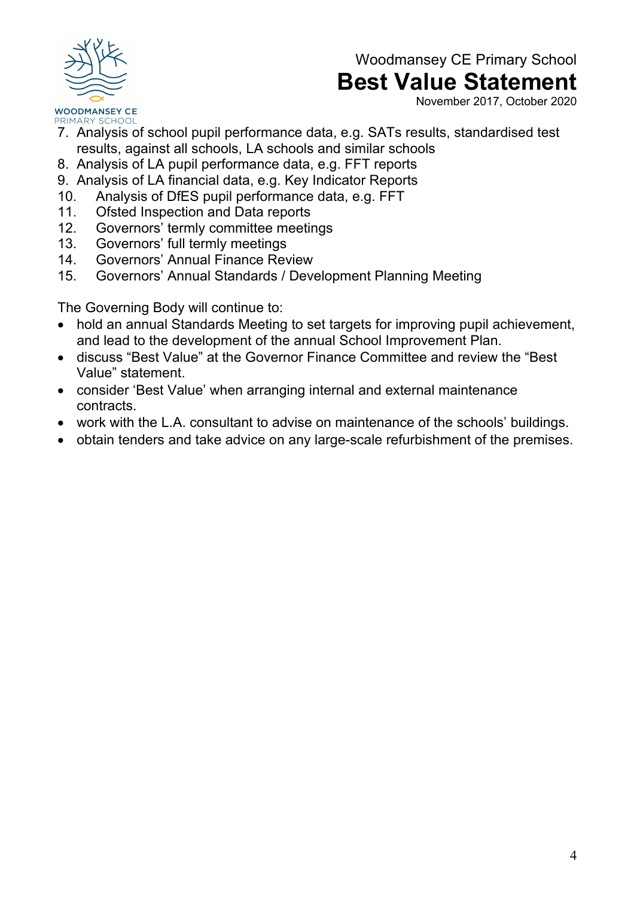7. Analysis of school pupil performance data, e.g. SATs results, standardised test results, against all schools, LA schools and similar schools
8. Analysis of LA pupil performance data, e.g. FFT reports
9. Analysis of LA financial data, e.g. Key Indicator Reports
10. Analysis of DfES pupil performance data, e.g. FFT
11. Ofsted Inspection and Data reports
12. Governors' termly committee meetings
13. Governors' full termly meetings
14. Governors' Annual Finance Review
15. Governors' Annual Standards / Development Planning Meeting

The Governing Body will continue to:

- hold an annual Standards Meeting to set targets for improving pupil achievement, and lead to the development of the annual School Improvement Plan.
- discuss "Best Value" at the Governor Finance Committee and review the "Best Value" statement.
- consider 'Best Value' when arranging internal and external maintenance contracts.
- work with the L.A. consultant to advise on maintenance of the schools' buildings.
- obtain tenders and take advice on any large-scale refurbishment of the premises.